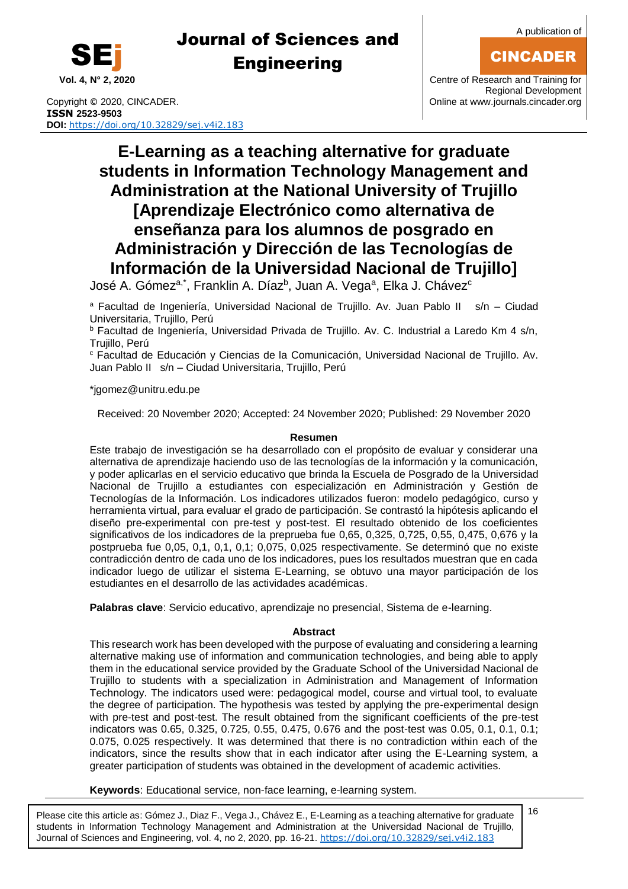# E-Learning as a teaching alternative for graduate students in Information Technology Management and Administration at the National University of Trujillo [Aprendizaje Electrónico como alternativa de enseñanza para los alumnos de posgrado en Administración y Dirección de las Tecnologías de Información de la Universidad Nacional de Trujillo]

José A. Gómez[a,*], Franklin A. Díaz[b], Juan A. Vega[a], Elka J. Chávez[c]

[a] Facultad de Ingeniería, Universidad Nacional de Trujillo. Av. Juan Pablo II s/n – Ciudad Universitaria, Trujillo, Perú

[b] Facultad de Ingeniería, Universidad Privada de Trujillo. Av. C. Industrial a Laredo Km 4 s/n, Trujillo, Perú

[c] Facultad de Educación y Ciencias de la Comunicación, Universidad Nacional de Trujillo. Av. Juan Pablo II s/n – Ciudad Universitaria, Trujillo, Perú

*jgomez@unitru.edu.pe

Received: 20 November 2020; Accepted: 24 November 2020; Published: 29 November 2020

### Resumen

Este trabajo de investigación se ha desarrollado con el propósito de evaluar y considerar una alternativa de aprendizaje haciendo uso de las tecnologías de la información y la comunicación, y poder aplicarlas en el servicio educativo que brinda la Escuela de Posgrado de la Universidad Nacional de Trujillo a estudiantes con especialización en Administración y Gestión de Tecnologías de la Información. Los indicadores utilizados fueron: modelo pedagógico, curso y herramienta virtual, para evaluar el grado de participación. Se contrastó la hipótesis aplicando el diseño pre-experimental con pre-test y post-test. El resultado obtenido de los coeficientes significativos de los indicadores de la preprueba fue 0,65, 0,325, 0,725, 0,55, 0,475, 0,676 y la postprueba fue 0,05, 0,1, 0,1, 0,1; 0,075, 0,025 respectivamente. Se determinó que no existe contradicción dentro de cada uno de los indicadores, pues los resultados muestran que en cada indicador luego de utilizar el sistema E-Learning, se obtuvo una mayor participación de los estudiantes en el desarrollo de las actividades académicas.

**Palabras clave**: Servicio educativo, aprendizaje no presencial, Sistema de e-learning.

### Abstract

This research work has been developed with the purpose of evaluating and considering a learning alternative making use of information and communication technologies, and being able to apply them in the educational service provided by the Graduate School of the Universidad Nacional de Trujillo to students with a specialization in Administration and Management of Information Technology. The indicators used were: pedagogical model, course and virtual tool, to evaluate the degree of participation. The hypothesis was tested by applying the pre-experimental design with pre-test and post-test. The result obtained from the significant coefficients of the pre-test indicators was 0.65, 0.325, 0.725, 0.55, 0.475, 0.676 and the post-test was 0.05, 0.1, 0.1, 0.1; 0.075, 0.025 respectively. It was determined that there is no contradiction within each of the indicators, since the results show that in each indicator after using the E-Learning system, a greater participation of students was obtained in the development of academic activities.

**Keywords**: Educational service, non-face learning, e-learning system.

Please cite this article as: Gómez J., Diaz F., Vega J., Chávez E., E-Learning as a teaching alternative for graduate students in Information Technology Management and Administration at the Universidad Nacional de Trujillo, Journal of Sciences and Engineering, vol. 4, no 2, 2020, pp. 16-21. https://doi.org/10.32829/sej.v4i2.183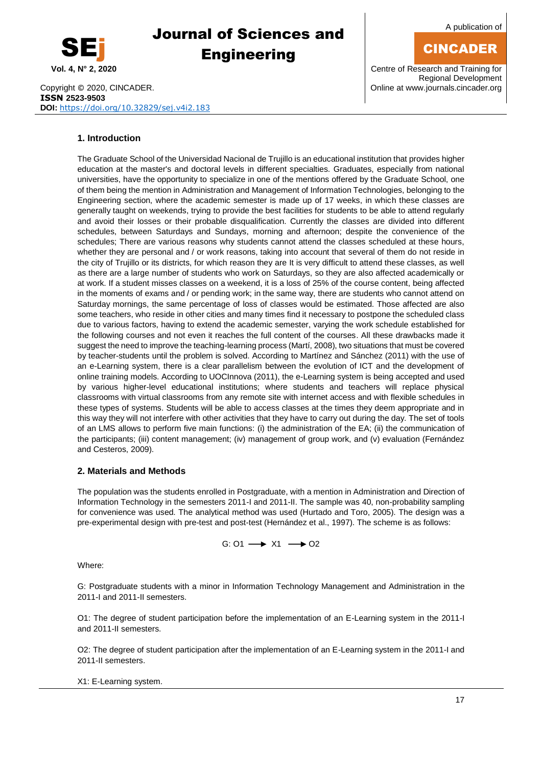## 1. Introduction

The Graduate School of the Universidad Nacional de Trujillo is an educational institution that provides higher education at the master's and doctoral levels in different specialties. Graduates, especially from national universities, have the opportunity to specialize in one of the mentions offered by the Graduate School, one of them being the mention in Administration and Management of Information Technologies, belonging to the Engineering section, where the academic semester is made up of 17 weeks, in which these classes are generally taught on weekends, trying to provide the best facilities for students to be able to attend regularly and avoid their losses or their probable disqualification. Currently the classes are divided into different schedules, between Saturdays and Sundays, morning and afternoon; despite the convenience of the schedules; There are various reasons why students cannot attend the classes scheduled at these hours, whether they are personal and / or work reasons, taking into account that several of them do not reside in the city of Trujillo or its districts, for which reason they are It is very difficult to attend these classes, as well as there are a large number of students who work on Saturdays, so they are also affected academically or at work. If a student misses classes on a weekend, it is a loss of 25% of the course content, being affected in the moments of exams and / or pending work; in the same way, there are students who cannot attend on Saturday mornings, the same percentage of loss of classes would be estimated. Those affected are also some teachers, who reside in other cities and many times find it necessary to postpone the scheduled class due to various factors, having to extend the academic semester, varying the work schedule established for the following courses and not even it reaches the full content of the courses. All these drawbacks made it suggest the need to improve the teaching-learning process (Martí, 2008), two situations that must be covered by teacher-students until the problem is solved. According to Martínez and Sánchez (2011) with the use of an e-Learning system, there is a clear parallelism between the evolution of ICT and the development of online training models. According to UOCInnova (2011), the e-Learning system is being accepted and used by various higher-level educational institutions; where students and teachers will replace physical classrooms with virtual classrooms from any remote site with internet access and with flexible schedules in these types of systems. Students will be able to access classes at the times they deem appropriate and in this way they will not interfere with other activities that they have to carry out during the day. The set of tools of an LMS allows to perform five main functions: (i) the administration of the EA; (ii) the communication of the participants; (iii) content management; (iv) management of group work, and (v) evaluation (Fernández and Cesteros, 2009).

## 2. Materials and Methods

The population was the students enrolled in Postgraduate, with a mention in Administration and Direction of Information Technology in the semesters 2011-I and 2011-II. The sample was 40, non-probability sampling for convenience was used. The analytical method was used (Hurtado and Toro, 2005). The design was a pre-experimental design with pre-test and post-test (Hernández et al., 1997). The scheme is as follows:

$$G: O1 \longrightarrow X1 \longrightarrow O2$$

Where:

G: Postgraduate students with a minor in Information Technology Management and Administration in the 2011-I and 2011-II semesters.

O1: The degree of student participation before the implementation of an E-Learning system in the 2011-I and 2011-II semesters.

O2: The degree of student participation after the implementation of an E-Learning system in the 2011-I and 2011-II semesters.

X1: E-Learning system.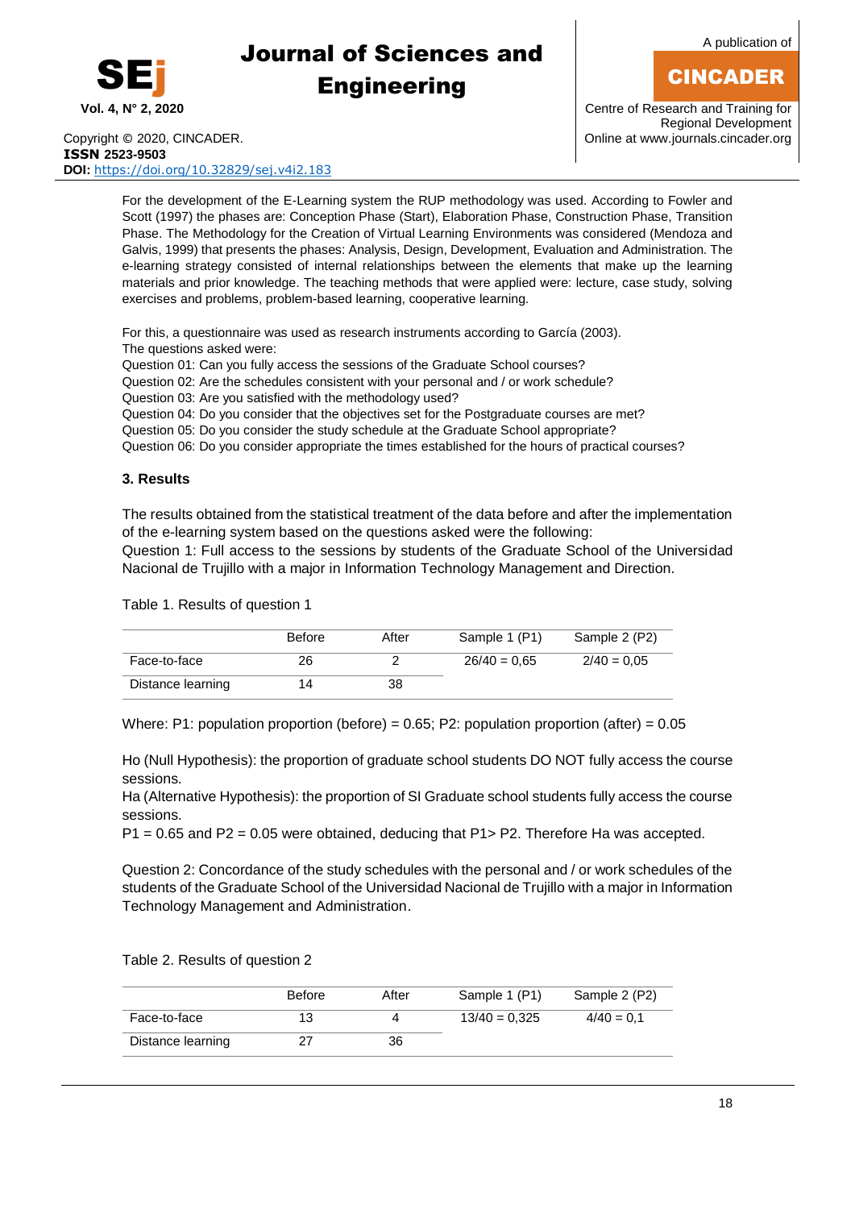For the development of the E-Learning system the RUP methodology was used. According to Fowler and Scott (1997) the phases are: Conception Phase (Start), Elaboration Phase, Construction Phase, Transition Phase. The Methodology for the Creation of Virtual Learning Environments was considered (Mendoza and Galvis, 1999) that presents the phases: Analysis, Design, Development, Evaluation and Administration. The e-learning strategy consisted of internal relationships between the elements that make up the learning materials and prior knowledge. The teaching methods that were applied were: lecture, case study, solving exercises and problems, problem-based learning, cooperative learning.

For this, a questionnaire was used as research instruments according to García (2003).
The questions asked were:
Question 01: Can you fully access the sessions of the Graduate School courses?
Question 02: Are the schedules consistent with your personal and / or work schedule?
Question 03: Are you satisfied with the methodology used?
Question 04: Do you consider that the objectives set for the Postgraduate courses are met?
Question 05: Do you consider the study schedule at the Graduate School appropriate?
Question 06: Do you consider appropriate the times established for the hours of practical courses?

### 3. Results

The results obtained from the statistical treatment of the data before and after the implementation of the e-learning system based on the questions asked were the following:
Question 1: Full access to the sessions by students of the Graduate School of the Universidad Nacional de Trujillo with a major in Information Technology Management and Direction.

Table 1. Results of question 1

| | Before | After | Sample 1 (P1) | Sample 2 (P2) |
|---|---|---|---|---|
| Face-to-face | 26 | 2 | 26/40 = 0,65 | 2/40 = 0,05 |
| Distance learning | 14 | 38 | | |

Where: P1: population proportion (before) = 0.65; P2: population proportion (after) = 0.05

Ho (Null Hypothesis): the proportion of graduate school students DO NOT fully access the course sessions.
Ha (Alternative Hypothesis): the proportion of SI Graduate school students fully access the course sessions.
P1 = 0.65 and P2 = 0.05 were obtained, deducing that P1> P2. Therefore Ha was accepted.

Question 2: Concordance of the study schedules with the personal and / or work schedules of the students of the Graduate School of the Universidad Nacional de Trujillo with a major in Information Technology Management and Administration.

Table 2. Results of question 2

| | Before | After | Sample 1 (P1) | Sample 2 (P2) |
|---|---|---|---|---|
| Face-to-face | 13 | 4 | 13/40 = 0,325 | 4/40 = 0,1 |
| Distance learning | 27 | 36 | | |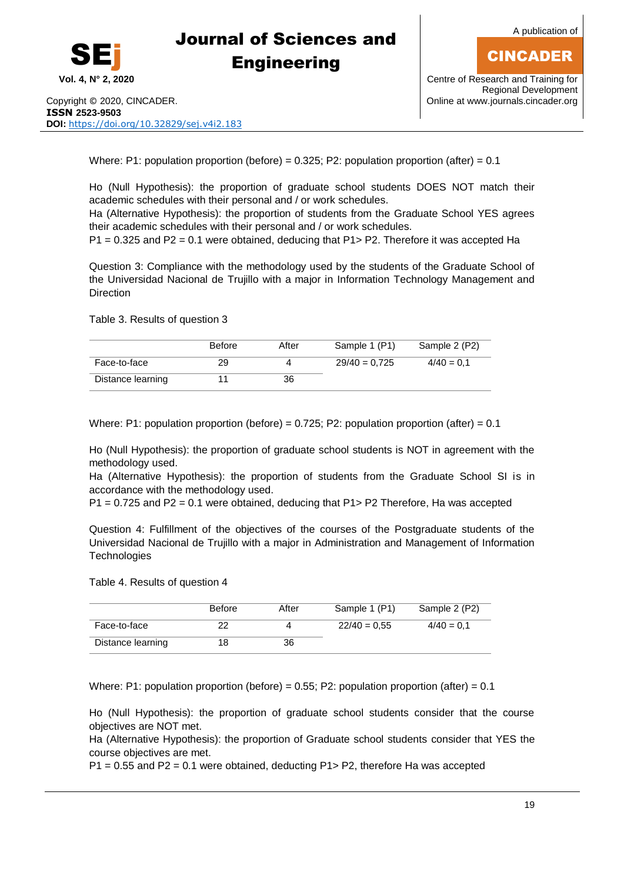Where: P1: population proportion (before) = 0.325; P2: population proportion (after) = 0.1

Ho (Null Hypothesis): the proportion of graduate school students DOES NOT match their academic schedules with their personal and / or work schedules.
Ha (Alternative Hypothesis): the proportion of students from the Graduate School YES agrees their academic schedules with their personal and / or work schedules.
P1 = 0.325 and P2 = 0.1 were obtained, deducing that P1> P2. Therefore it was accepted Ha

Question 3: Compliance with the methodology used by the students of the Graduate School of the Universidad Nacional de Trujillo with a major in Information Technology Management and Direction

Table 3. Results of question 3

| | Before | After | Sample 1 (P1) | Sample 2 (P2) |
|---|---|---|---|---|
| Face-to-face | 29 | 4 | 29/40 = 0,725 | 4/40 = 0,1 |
| Distance learning | 11 | 36 | | |

Where: P1: population proportion (before) = 0.725; P2: population proportion (after) = 0.1

Ho (Null Hypothesis): the proportion of graduate school students is NOT in agreement with the methodology used.
Ha (Alternative Hypothesis): the proportion of students from the Graduate School SI is in accordance with the methodology used.
P1 = 0.725 and P2 = 0.1 were obtained, deducing that P1> P2 Therefore, Ha was accepted

Question 4: Fulfillment of the objectives of the courses of the Postgraduate students of the Universidad Nacional de Trujillo with a major in Administration and Management of Information Technologies

Table 4. Results of question 4

| | Before | After | Sample 1 (P1) | Sample 2 (P2) |
|---|---|---|---|---|
| Face-to-face | 22 | 4 | 22/40 = 0,55 | 4/40 = 0,1 |
| Distance learning | 18 | 36 | | |

Where: P1: population proportion (before) = 0.55; P2: population proportion (after) = 0.1

Ho (Null Hypothesis): the proportion of graduate school students consider that the course objectives are NOT met.
Ha (Alternative Hypothesis): the proportion of Graduate school students consider that YES the course objectives are met.
P1 = 0.55 and P2 = 0.1 were obtained, deducting P1> P2, therefore Ha was accepted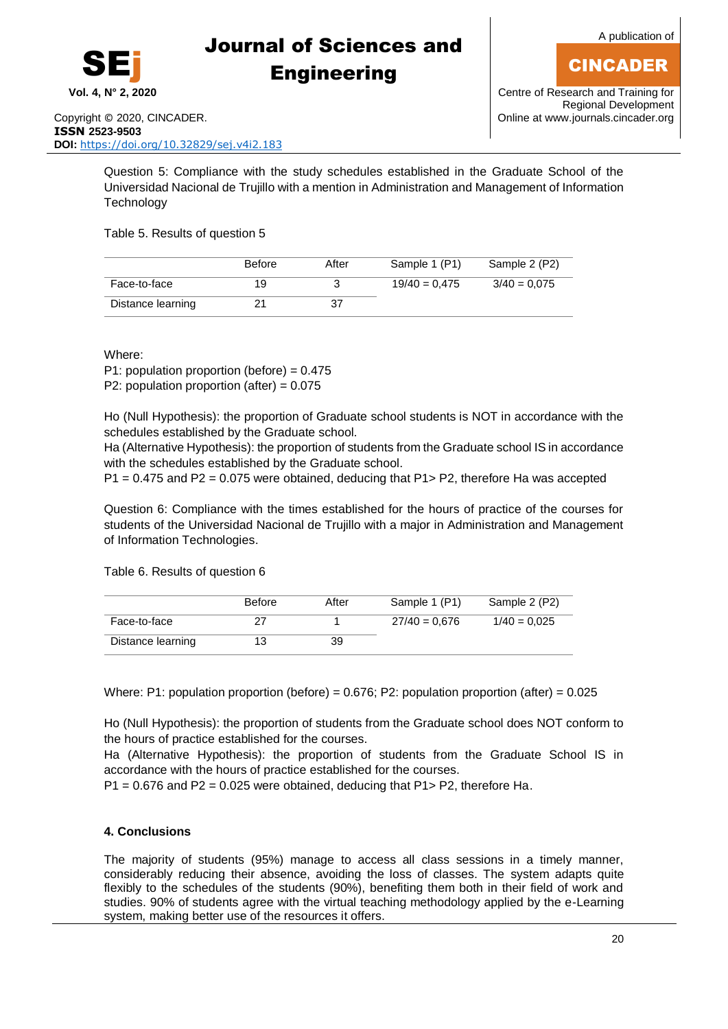Question 5: Compliance with the study schedules established in the Graduate School of the Universidad Nacional de Trujillo with a mention in Administration and Management of Information Technology

Table 5. Results of question 5

| | Before | After | Sample 1 (P1) | Sample 2 (P2) |
|---|---|---|---|---|
| Face-to-face | 19 | 3 | 19/40 = 0,475 | 3/40 = 0,075 |
| Distance learning | 21 | 37 | | |

Where:

P1: population proportion (before) = 0.475

P2: population proportion (after) = 0.075

Ho (Null Hypothesis): the proportion of Graduate school students is NOT in accordance with the schedules established by the Graduate school.

Ha (Alternative Hypothesis): the proportion of students from the Graduate school IS in accordance with the schedules established by the Graduate school.

P1 = 0.475 and P2 = 0.075 were obtained, deducing that P1> P2, therefore Ha was accepted

Question 6: Compliance with the times established for the hours of practice of the courses for students of the Universidad Nacional de Trujillo with a major in Administration and Management of Information Technologies.

Table 6. Results of question 6

| | Before | After | Sample 1 (P1) | Sample 2 (P2) |
|---|---|---|---|---|
| Face-to-face | 27 | 1 | 27/40 = 0,676 | 1/40 = 0,025 |
| Distance learning | 13 | 39 | | |

Where: P1: population proportion (before) = 0.676; P2: population proportion (after) = 0.025

Ho (Null Hypothesis): the proportion of students from the Graduate school does NOT conform to the hours of practice established for the courses.

Ha (Alternative Hypothesis): the proportion of students from the Graduate School IS in accordance with the hours of practice established for the courses.

P1 = 0.676 and P2 = 0.025 were obtained, deducing that P1> P2, therefore Ha.

## 4. Conclusions

The majority of students (95%) manage to access all class sessions in a timely manner, considerably reducing their absence, avoiding the loss of classes. The system adapts quite flexibly to the schedules of the students (90%), benefiting them both in their field of work and studies. 90% of students agree with the virtual teaching methodology applied by the e-Learning system, making better use of the resources it offers.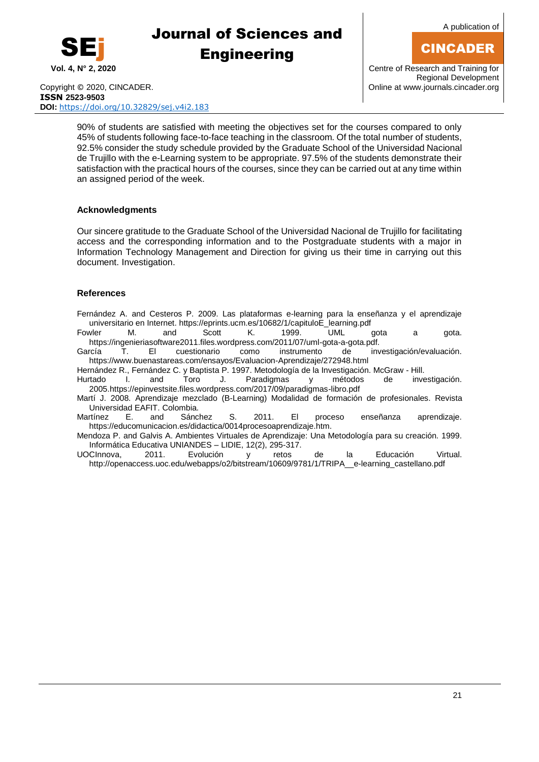90% of students are satisfied with meeting the objectives set for the courses compared to only 45% of students following face-to-face teaching in the classroom. Of the total number of students, 92.5% consider the study schedule provided by the Graduate School of the Universidad Nacional de Trujillo with the e-Learning system to be appropriate. 97.5% of the students demonstrate their satisfaction with the practical hours of the courses, since they can be carried out at any time within an assigned period of the week.

## Acknowledgments

Our sincere gratitude to the Graduate School of the Universidad Nacional de Trujillo for facilitating access and the corresponding information and to the Postgraduate students with a major in Information Technology Management and Direction for giving us their time in carrying out this document. Investigation.

## References

Fernández A. and Cesteros P. 2009. Las plataformas e-learning para la enseñanza y el aprendizaje universitario en Internet. https://eprints.ucm.es/10682/1/capituloE_learning.pdf

Fowler M. and Scott K. 1999. UML gota a gota. https://ingenieriasoftware2011.files.wordpress.com/2011/07/uml-gota-a-gota.pdf.

García T. El cuestionario como instrumento de investigación/evaluación. https://www.buenastareas.com/ensayos/Evaluacion-Aprendizaje/272948.html

Hernández R., Fernández C. y Baptista P. 1997. Metodología de la Investigación. McGraw - Hill.

Hurtado I. and Toro J. Paradigmas y métodos de investigación. 2005.https://epinvestsite.files.wordpress.com/2017/09/paradigmas-libro.pdf

Martí J. 2008. Aprendizaje mezclado (B-Learning) Modalidad de formación de profesionales. Revista Universidad EAFIT. Colombia.

Martínez E. and Sánchez S. 2011. El proceso enseñanza aprendizaje. https://educomunicacion.es/didactica/0014procesoaprendizaje.htm.

Mendoza P. and Galvis A. Ambientes Virtuales de Aprendizaje: Una Metodología para su creación. 1999. Informática Educativa UNIANDES – LIDIE, 12(2), 295-317.

UOCInnova, 2011. Evolución y retos de la Educación Virtual. http://openaccess.uoc.edu/webapps/o2/bitstream/10609/9781/1/TRIPA__e-learning_castellano.pdf